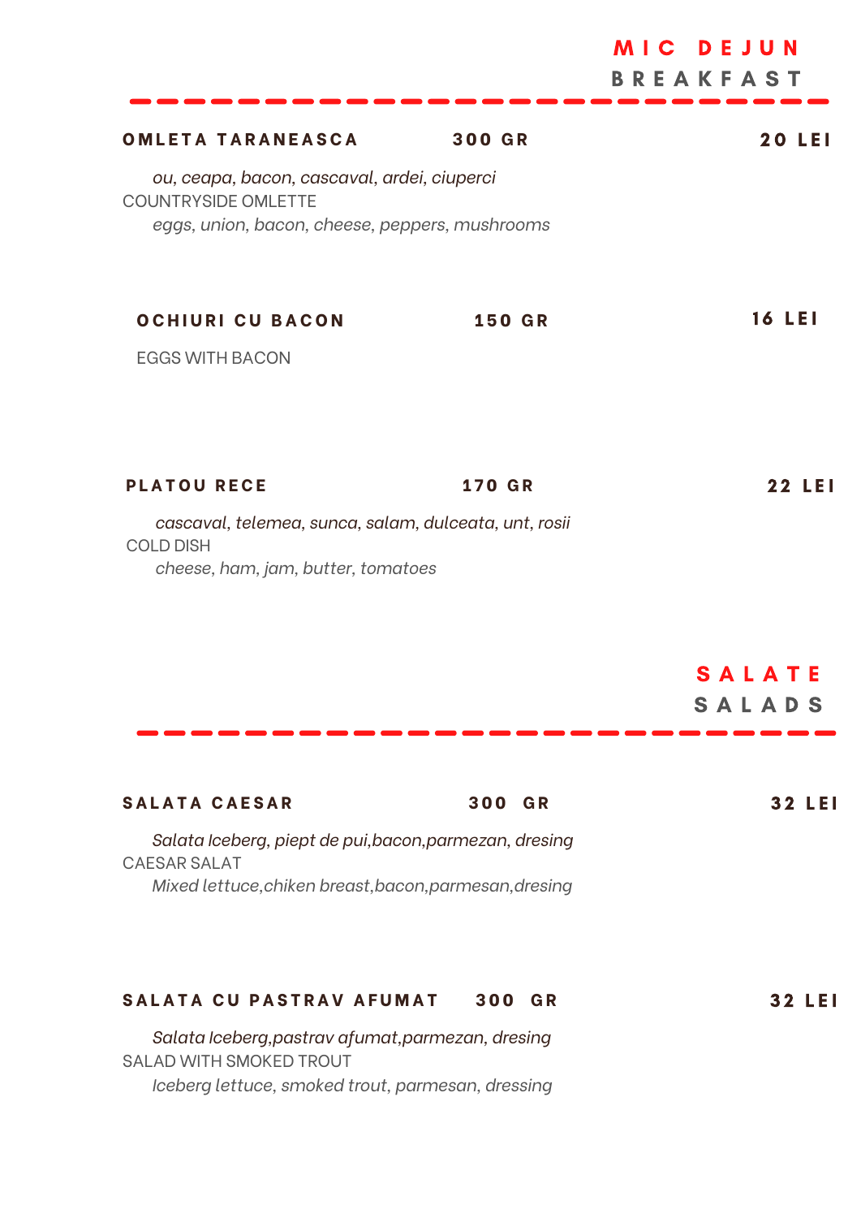# MIC DEJUN
## BREAKFAST

---

**OMLETA TARANEASCA** — **300 GR** — **20 LEI**

*ou, ceapa, bacon, cascaval, ardei, ciuperci*

COUNTRYSIDE OMLETTE

*eggs, union, bacon, cheese, peppers, mushrooms*

**OCHIURI CU BACON** — **150 GR** — **16 LEI**

EGGS WITH BACON

**PLATOU RECE** — **170 GR** — **22 LEI**

*cascaval, telemea, sunca, salam, dulceata, unt, rosii*

COLD DISH

*cheese, ham, jam, butter, tomatoes*

# SALATE
## SALADS

---

**SALATA CAESAR** — **300 GR** — **32 LEI**

*Salata Iceberg, piept de pui,bacon,parmezan, dresing*

CAESAR SALAT

*Mixed lettuce,chiken breast,bacon,parmesan,dresing*

**SALATA CU PASTRAV AFUMAT** — **300 GR** — **32 LEI**

*Salata Iceberg,pastrav afumat,parmezan, dresing*

SALAD WITH SMOKED TROUT

*Iceberg lettuce, smoked trout, parmesan, dressing*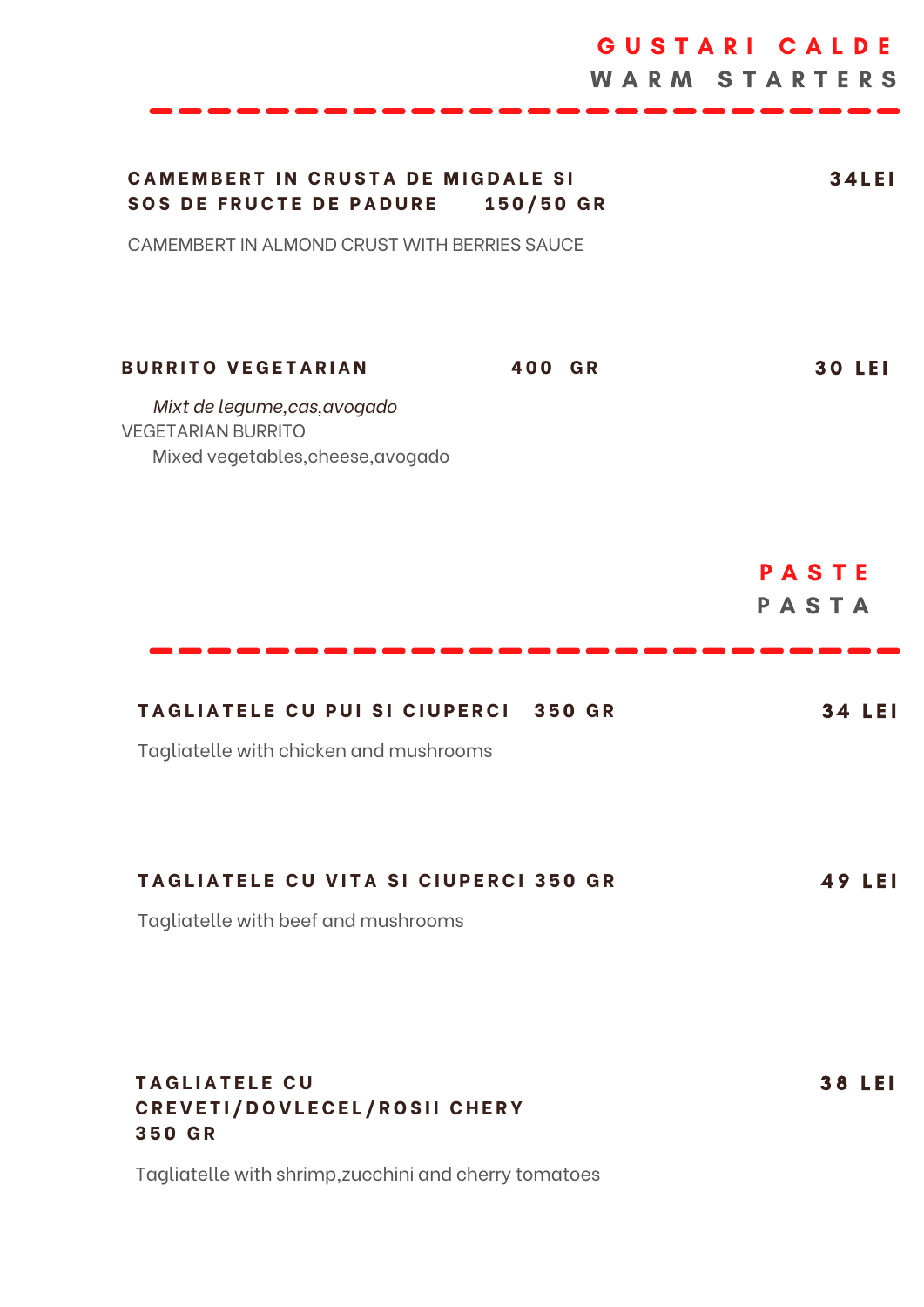## GUSTARI CALDE
## WARM STARTERS

**CAMEMBERT IN CRUSTA DE MIGDALE SI SOS DE FRUCTE DE PADURE 150/50 GR** — **34LEI**

CAMEMBERT IN ALMOND CRUST WITH BERRIES SAUCE

**BURRITO VEGETARIAN 400 GR** — **30 LEI**

*Mixt de legume,cas,avogado*

VEGETARIAN BURRITO

Mixed vegetables,cheese,avogado

## PASTE
## PASTA

**TAGLIATELE CU PUI SI CIUPERCI 350 GR** — **34 LEI**

Tagliatelle with chicken and mushrooms

**TAGLIATELE CU VITA SI CIUPERCI 350 GR** — **49 LEI**

Tagliatelle with beef and mushrooms

**TAGLIATELE CU CREVETI/DOVLECEL/ROSII CHERY 350 GR** — **38 LEI**

Tagliatelle with shrimp,zucchini and cherry tomatoes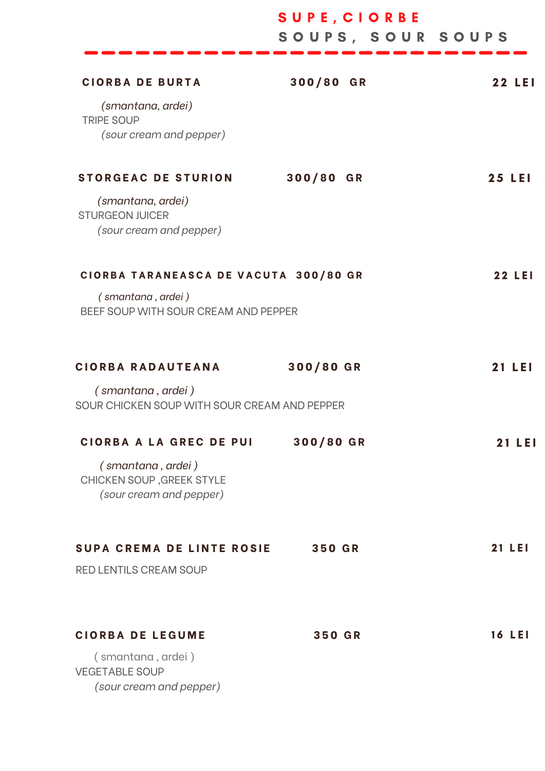# SUPE, CIORBE
## SOUPS, SOUR SOUPS

---

**CIORBA DE BURTA** — **300/80 GR** — **22 LEI**

*(smantana, ardei)*
TRIPE SOUP
*(sour cream and pepper)*

**STORGEAC DE STURION** — **300/80 GR** — **25 LEI**

*(smantana, ardei)*
STURGEON JUICER
*(sour cream and pepper)*

**CIORBA TARANEASCA DE VACUTA** — **300/80 GR** — **22 LEI**

*( smantana , ardei )*
BEEF SOUP WITH SOUR CREAM AND PEPPER

**CIORBA RADAUTEANA** — **300/80 GR** — **21 LEI**

*( smantana , ardei )*
SOUR CHICKEN SOUP WITH SOUR CREAM AND PEPPER

**CIORBA A LA GREC DE PUI** — **300/80 GR** — **21 LEI**

*( smantana , ardei )*
CHICKEN SOUP ,GREEK STYLE
*(sour cream and pepper)*

**SUPA CREMA DE LINTE ROSIE** — **350 GR** — **21 LEI**

RED LENTILS CREAM SOUP

**CIORBA DE LEGUME** — **350 GR** — **16 LEI**

( smantana , ardei )
VEGETABLE SOUP
*(sour cream and pepper)*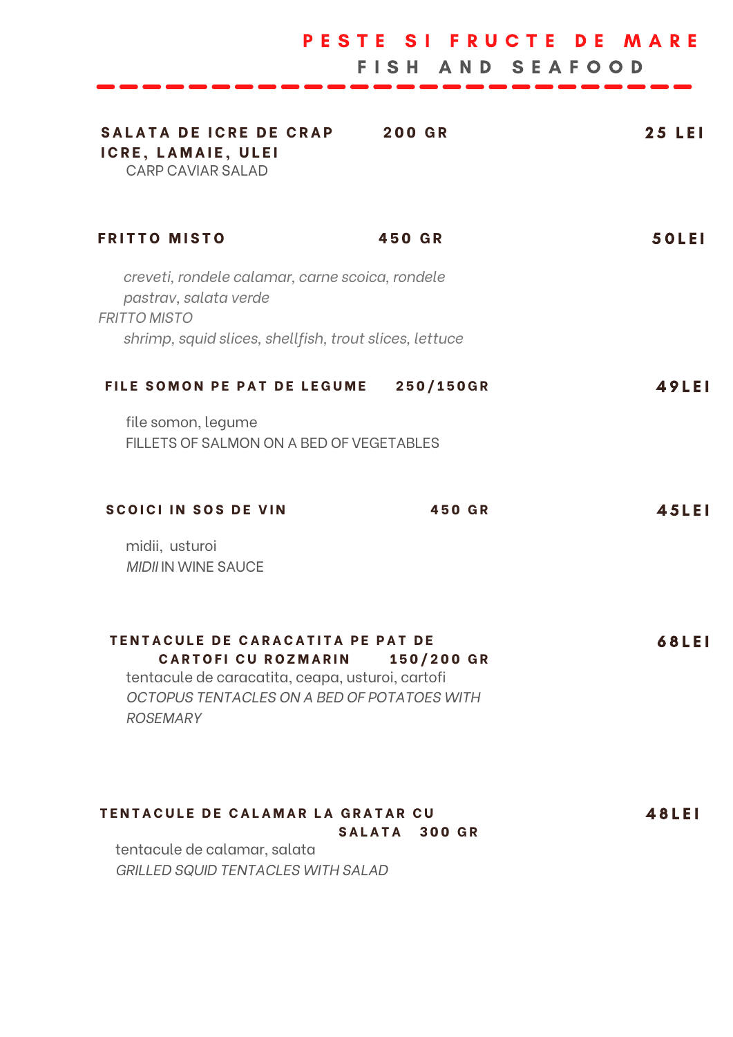# PESTE SI FRUCTE DE MARE
## FISH AND SEAFOOD

---

**SALATA DE ICRE DE CRAP** — **200 GR** — **25 LEI**
**ICRE, LAMAIE, ULEI**
CARP CAVIAR SALAD

**FRITTO MISTO** — **450 GR** — **50LEI**

*creveti, rondele calamar, carne scoica, rondele pastrav, salata verde*
*FRITTO MISTO*
*shrimp, squid slices, shellfish, trout slices, lettuce*

**FILE SOMON PE PAT DE LEGUME** — **250/150GR** — **49LEI**

file somon, legume
FILLETS OF SALMON ON A BED OF VEGETABLES

**SCOICI IN SOS DE VIN** — **450 GR** — **45LEI**

midii, usturoi
*MIDII* IN WINE SAUCE

**TENTACULE DE CARACATITA PE PAT DE CARTOFI CU ROZMARIN** — **150/200 GR** — **68LEI**
tentacule de caracatita, ceapa, usturoi, cartofi
*OCTOPUS TENTACLES ON A BED OF POTATOES WITH ROSEMARY*

**TENTACULE DE CALAMAR LA GRATAR CU SALATA** — **300 GR** — **48LEI**
tentacule de calamar, salata
*GRILLED SQUID TENTACLES WITH SALAD*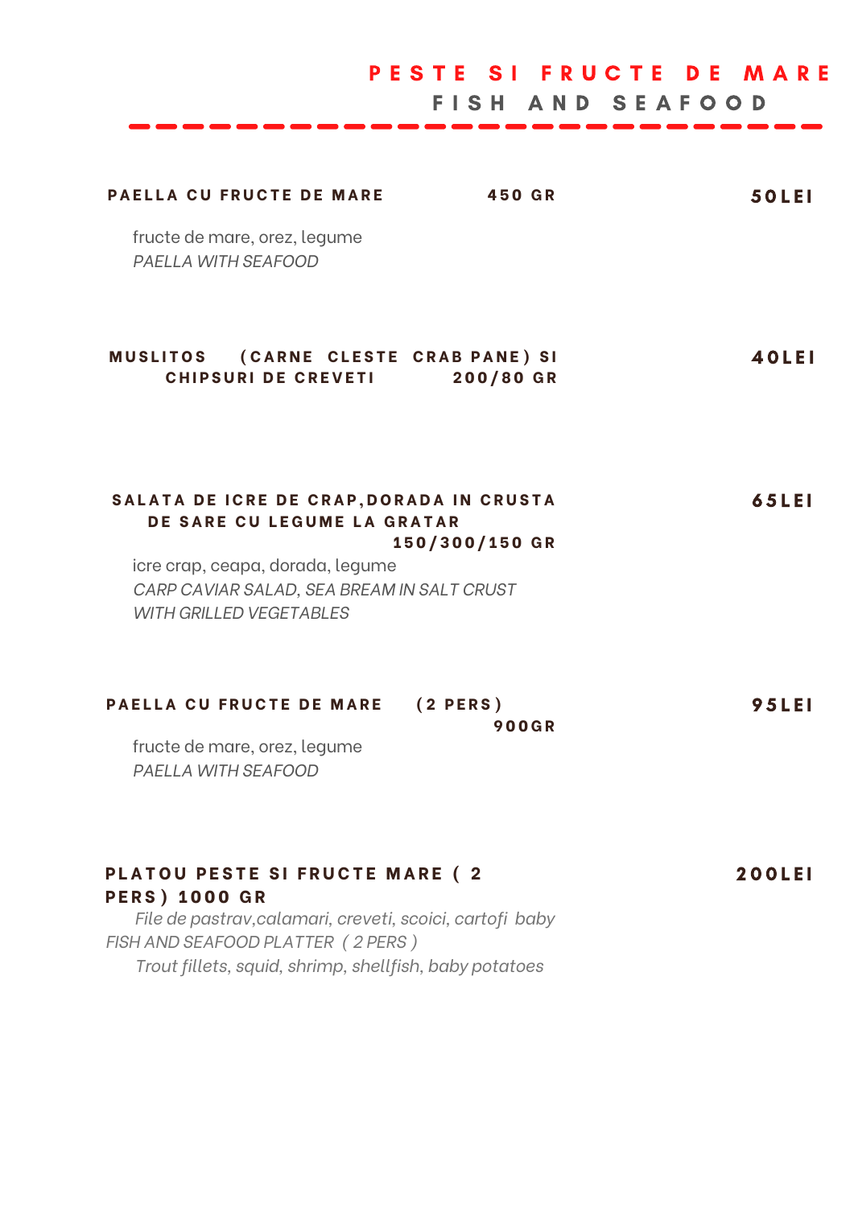# PESTE SI FRUCTE DE MARE
## FISH AND SEAFOOD

**PAELLA CU FRUCTE DE MARE** **450 GR** **50LEI**

fructe de mare, orez, legume
*PAELLA WITH SEAFOOD*

**MUSLITOS (CARNE CLESTE CRAB PANE) SI CHIPSURI DE CREVETI** **200/80 GR** **40LEI**

**SALATA DE ICRE DE CRAP,DORADA IN CRUSTA DE SARE CU LEGUME LA GRATAR** **150/300/150 GR** **65LEI**

icre crap, ceapa, dorada, legume
*CARP CAVIAR SALAD, SEA BREAM IN SALT CRUST WITH GRILLED VEGETABLES*

**PAELLA CU FRUCTE DE MARE (2 PERS)** **900GR** **95LEI**

fructe de mare, orez, legume
*PAELLA WITH SEAFOOD*

**PLATOU PESTE SI FRUCTE MARE ( 2 PERS) 1000 GR** **200LEI**

*File de pastrav,calamari, creveti, scoici, cartofi baby*
*FISH AND SEAFOOD PLATTER ( 2 PERS )*
*Trout fillets, squid, shrimp, shellfish, baby potatoes*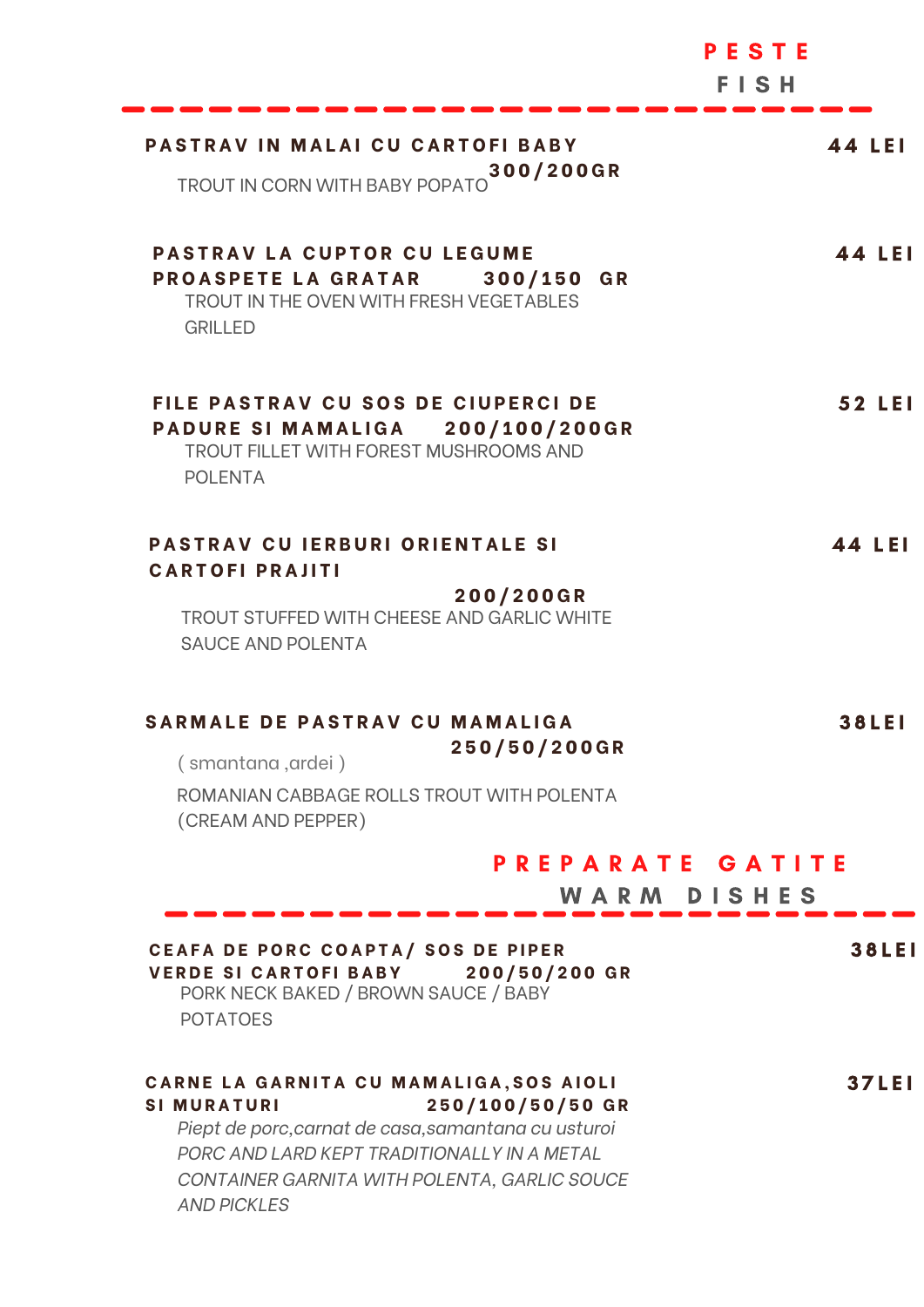## PESTE
### FISH

**PASTRAV IN MALAI CU CARTOFI BABY** — **44 LEI**
**300/200GR**
TROUT IN CORN WITH BABY POPATO

**PASTRAV LA CUPTOR CU LEGUME PROASPETE LA GRATAR** **300/150 GR** — **44 LEI**
TROUT IN THE OVEN WITH FRESH VEGETABLES GRILLED

**FILE PASTRAV CU SOS DE CIUPERCI DE PADURE SI MAMALIGA** **200/100/200GR** — **52 LEI**
TROUT FILLET WITH FOREST MUSHROOMS AND POLENTA

**PASTRAV CU IERBURI ORIENTALE SI CARTOFI PRAJITI** — **44 LEI**
**200/200GR**
TROUT STUFFED WITH CHEESE AND GARLIC WHITE SAUCE AND POLENTA

**SARMALE DE PASTRAV CU MAMALIGA** — **38LEI**
**250/50/200GR**
( smantana ,ardei )
ROMANIAN CABBAGE ROLLS TROUT WITH POLENTA (CREAM AND PEPPER)

## PREPARATE GATITE
### WARM DISHES

**CEAFA DE PORC COAPTA/ SOS DE PIPER VERDE SI CARTOFI BABY** **200/50/200 GR** — **38LEI**
PORK NECK BAKED / BROWN SAUCE / BABY POTATOES

**CARNE LA GARNITA CU MAMALIGA,SOS AIOLI SI MURATURI** **250/100/50/50 GR** — **37LEI**
*Piept de porc,carnat de casa,samantana cu usturoi*
*PORC AND LARD KEPT TRADITIONALLY IN A METAL CONTAINER GARNITA WITH POLENTA, GARLIC SOUCE AND PICKLES*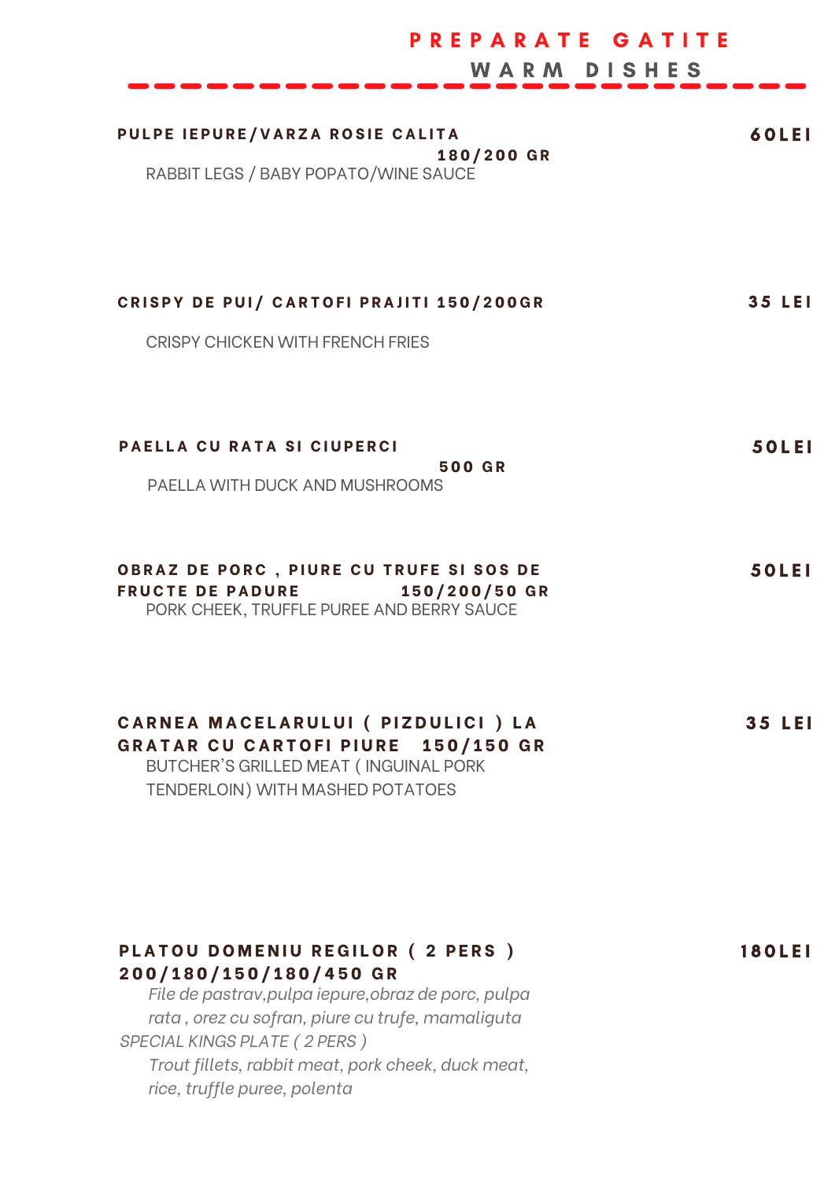# PREPARATE GATITE
## WARM DISHES

**PULPE IEPURE/VARZA ROSIE CALITA** **180/200 GR** — **60LEI**

RABBIT LEGS / BABY POPATO/WINE SAUCE

**CRISPY DE PUI/ CARTOFI PRAJITI 150/200GR** — **35 LEI**

CRISPY CHICKEN WITH FRENCH FRIES

**PAELLA CU RATA SI CIUPERCI** **500 GR** — **50LEI**

PAELLA WITH DUCK AND MUSHROOMS

**OBRAZ DE PORC , PIURE CU TRUFE SI SOS DE FRUCTE DE PADURE** **150/200/50 GR** — **50LEI**

PORK CHEEK, TRUFFLE PUREE AND BERRY SAUCE

**CARNEA MACELARULUI ( PIZDULICI ) LA GRATAR CU CARTOFI PIURE** **150/150 GR** — **35 LEI**

BUTCHER'S GRILLED MEAT ( INGUINAL PORK TENDERLOIN) WITH MASHED POTATOES

**PLATOU DOMENIU REGILOR ( 2 PERS )** **200/180/150/180/450 GR** — **180LEI**

*File de pastrav,pulpa iepure,obraz de porc, pulpa rata , orez cu sofran, piure cu trufe, mamaliguta*

*SPECIAL KINGS PLATE ( 2 PERS )*

*Trout fillets, rabbit meat, pork cheek, duck meat, rice, truffle puree, polenta*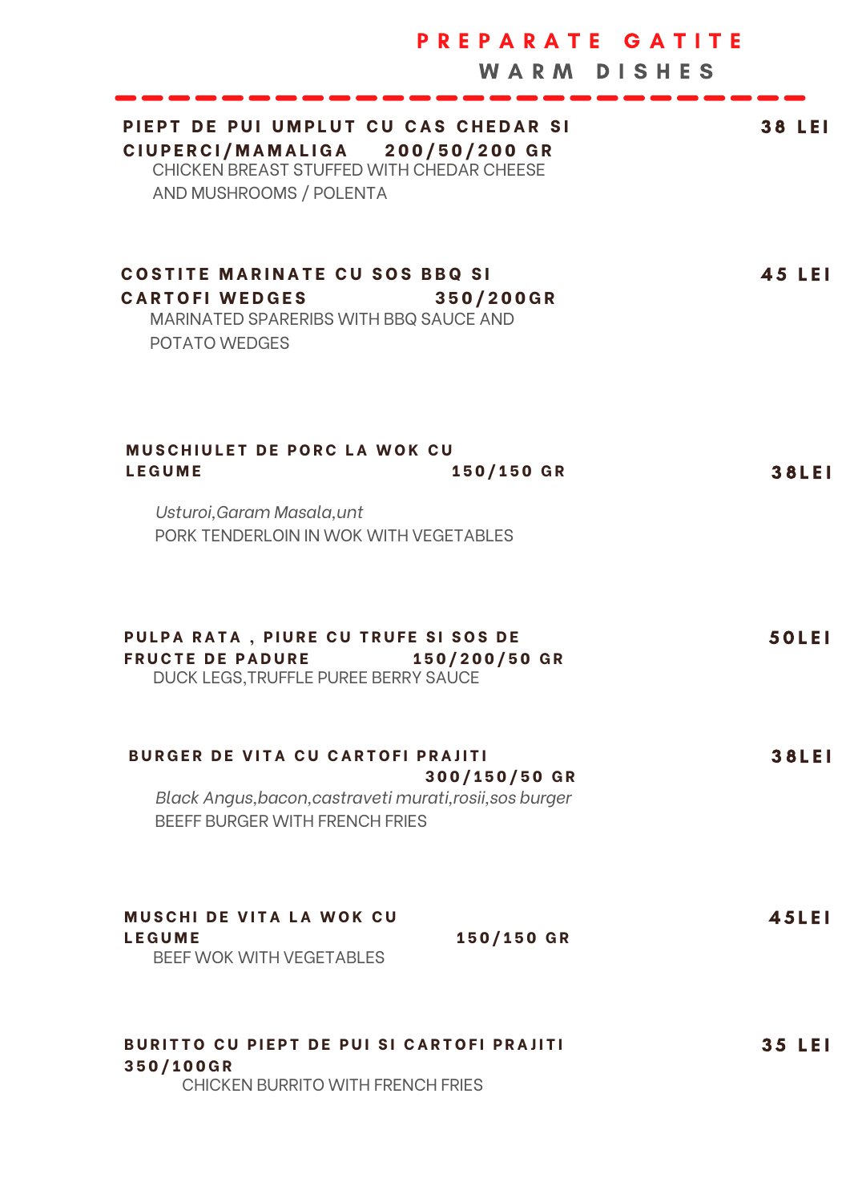# PREPARATE GATITE

## WARM DISHES

---

**PIEPT DE PUI UMPLUT CU CAS CHEDAR SI CIUPERCI/MAMALIGA 200/50/200 GR** — **38 LEI**

CHICKEN BREAST STUFFED WITH CHEDAR CHEESE AND MUSHROOMS / POLENTA

**COSTITE MARINATE CU SOS BBQ SI CARTOFI WEDGES 350/200GR** — **45 LEI**

MARINATED SPARERIBS WITH BBQ SAUCE AND POTATO WEDGES

**MUSCHIULET DE PORC LA WOK CU LEGUME 150/150 GR** — **38LEI**

*Usturoi,Garam Masala,unt*

PORK TENDERLOIN IN WOK WITH VEGETABLES

**PULPA RATA , PIURE CU TRUFE SI SOS DE FRUCTE DE PADURE 150/200/50 GR** — **50LEI**

DUCK LEGS,TRUFFLE PUREE BERRY SAUCE

**BURGER DE VITA CU CARTOFI PRAJITI 300/150/50 GR** — **38LEI**

*Black Angus,bacon,castraveti murati,rosii,sos burger*

BEEFF BURGER WITH FRENCH FRIES

**MUSCHI DE VITA LA WOK CU LEGUME 150/150 GR** — **45LEI**

BEEF WOK WITH VEGETABLES

**BURITTO CU PIEPT DE PUI SI CARTOFI PRAJITI 350/100GR** — **35 LEI**

CHICKEN BURRITO WITH FRENCH FRIES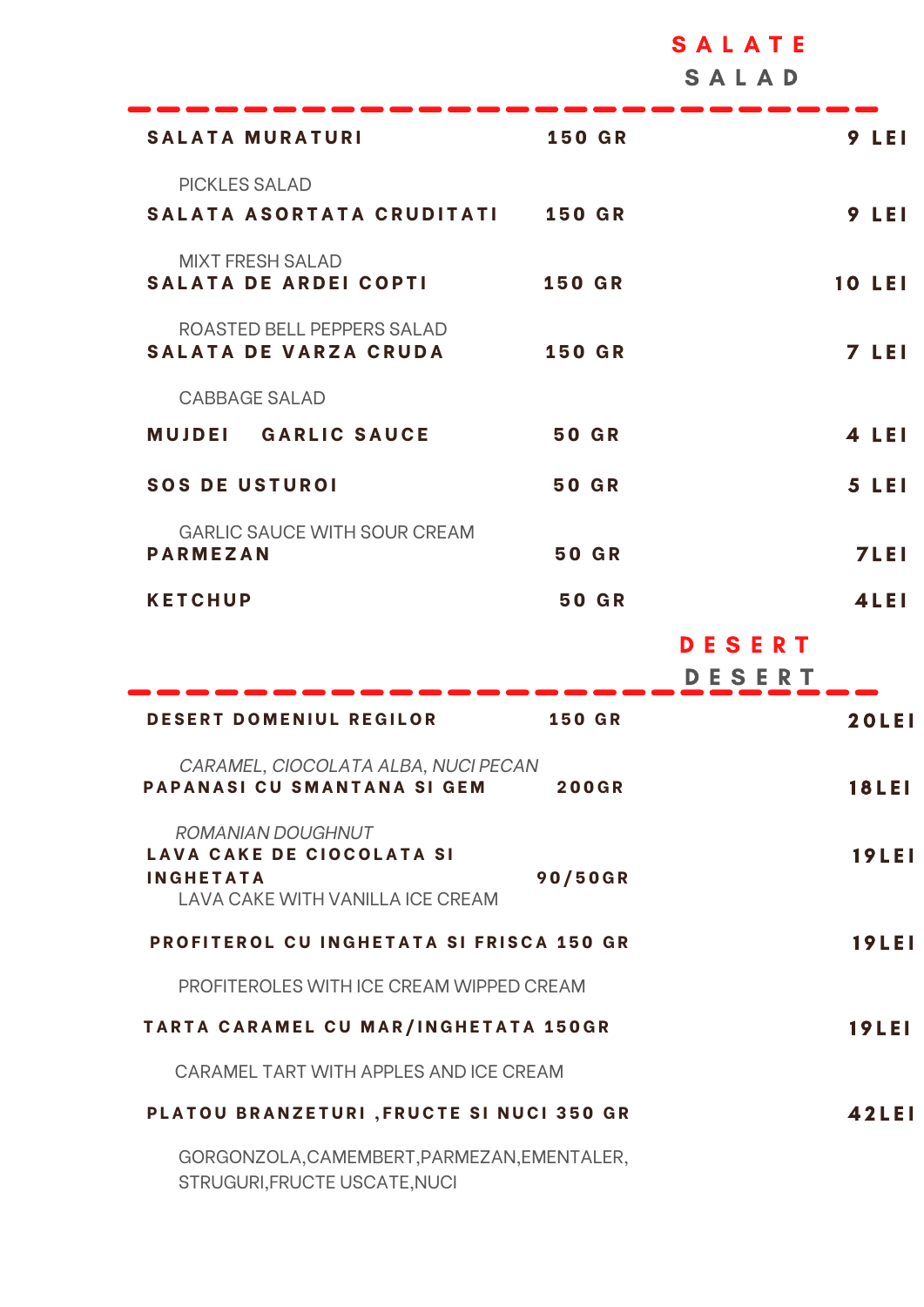## SALATE
### SALAD

| | | |
|---|---|---|
| **SALATA MURATURI** | **150 GR** | **9 LEI** |
| PICKLES SALAD | | |
| **SALATA ASORTATA CRUDITATI** | **150 GR** | **9 LEI** |
| MIXT FRESH SALAD | | |
| **SALATA DE ARDEI COPTI** | **150 GR** | **10 LEI** |
| ROASTED BELL PEPPERS SALAD | | |
| **SALATA DE VARZA CRUDA** | **150 GR** | **7 LEI** |
| CABBAGE SALAD | | |
| **MUJDEI GARLIC SAUCE** | **50 GR** | **4 LEI** |
| **SOS DE USTUROI** | **50 GR** | **5 LEI** |
| GARLIC SAUCE WITH SOUR CREAM | | |
| **PARMEZAN** | **50 GR** | **7LEI** |
| **KETCHUP** | **50 GR** | **4LEI** |

## DESERT
### DESERT

| | | |
|---|---|---|
| **DESERT DOMENIUL REGILOR** | **150 GR** | **20LEI** |
| *CARAMEL, CIOCOLATA ALBA, NUCI PECAN* | | |
| **PAPANASI CU SMANTANA SI GEM** | **200GR** | **18LEI** |
| *ROMANIAN DOUGHNUT* | | |
| **LAVA CAKE DE CIOCOLATA SI INGHETATA** | **90/50GR** | **19LEI** |
| LAVA CAKE WITH VANILLA ICE CREAM | | |
| **PROFITEROL CU INGHETATA SI FRISCA** | **150 GR** | **19LEI** |
| PROFITEROLES WITH ICE CREAM WIPPED CREAM | | |
| **TARTA CARAMEL CU MAR/INGHETATA** | **150GR** | **19LEI** |
| CARAMEL TART WITH APPLES AND ICE CREAM | | |
| **PLATOU BRANZETURI ,FRUCTE SI NUCI** | **350 GR** | **42LEI** |
| GORGONZOLA,CAMEMBERT,PARMEZAN,EMENTALER, STRUGURI,FRUCTE USCATE,NUCI | | |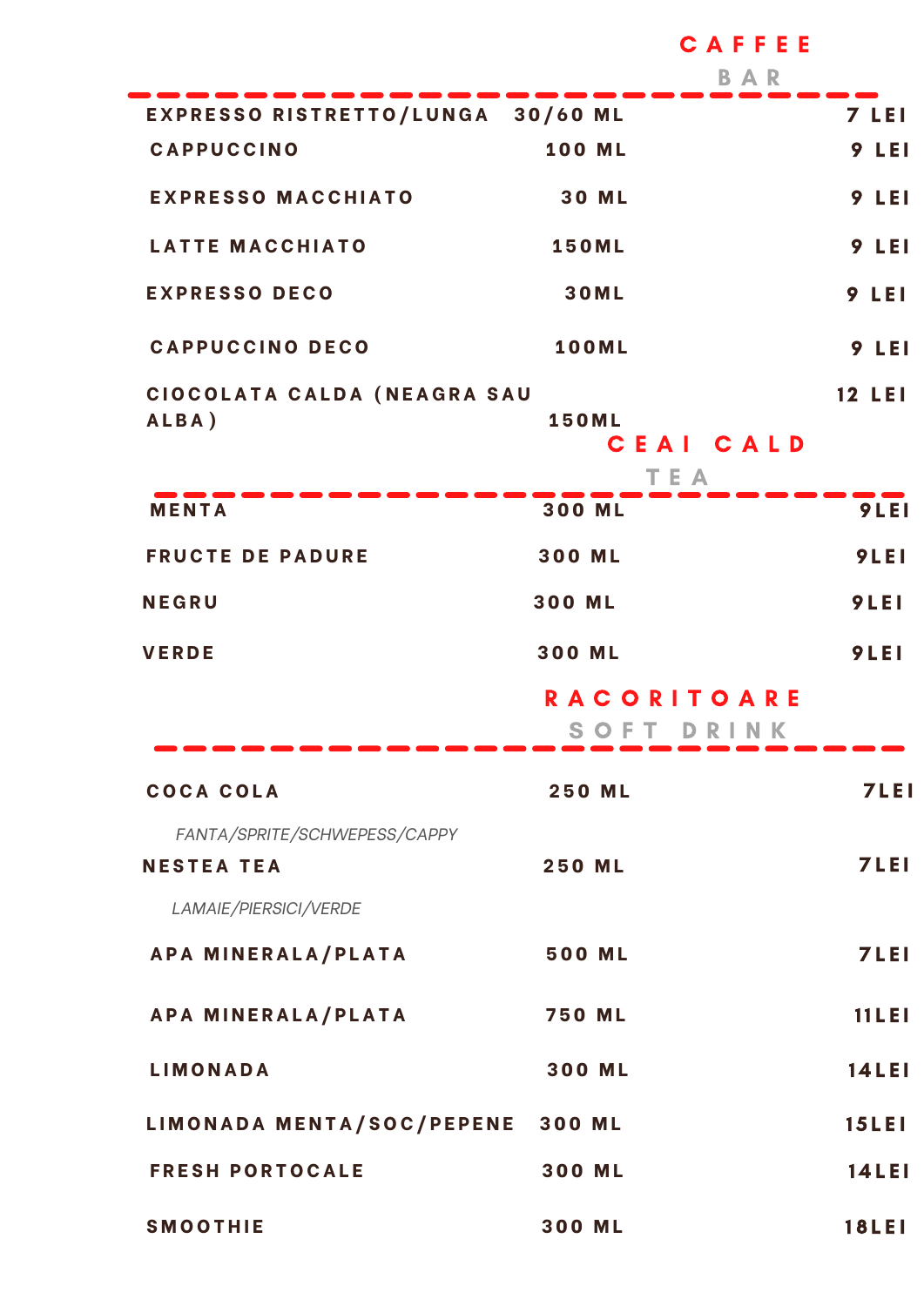## CAFFEE

### BAR

| | | |
|---|---|---|
| EXPRESSO RISTRETTO/LUNGA | 30/60 ML | 7 LEI |
| CAPPUCCINO | 100 ML | 9 LEI |
| EXPRESSO MACCHIATO | 30 ML | 9 LEI |
| LATTE MACCHIATO | 150ML | 9 LEI |
| EXPRESSO DECO | 30ML | 9 LEI |
| CAPPUCCINO DECO | 100ML | 9 LEI |
| CIOCOLATA CALDA (NEAGRA SAU ALBA) | 150ML | 12 LEI |

## CEAI CALD

### TEA

| | | |
|---|---|---|
| MENTA | 300 ML | 9LEI |
| FRUCTE DE PADURE | 300 ML | 9LEI |
| NEGRU | 300 ML | 9LEI |
| VERDE | 300 ML | 9LEI |

## RACORITOARE

### SOFT DRINK

| | | |
|---|---|---|
| COCA COLA<br>*FANTA/SPRITE/SCHWEPESS/CAPPY* | 250 ML | 7LEI |
| NESTEA TEA<br>*LAMAIE/PIERSICI/VERDE* | 250 ML | 7LEI |
| APA MINERALA/PLATA | 500 ML | 7LEI |
| APA MINERALA/PLATA | 750 ML | 11LEI |
| LIMONADA | 300 ML | 14LEI |
| LIMONADA MENTA/SOC/PEPENE | 300 ML | 15LEI |
| FRESH PORTOCALE | 300 ML | 14LEI |
| SMOOTHIE | 300 ML | 18LEI |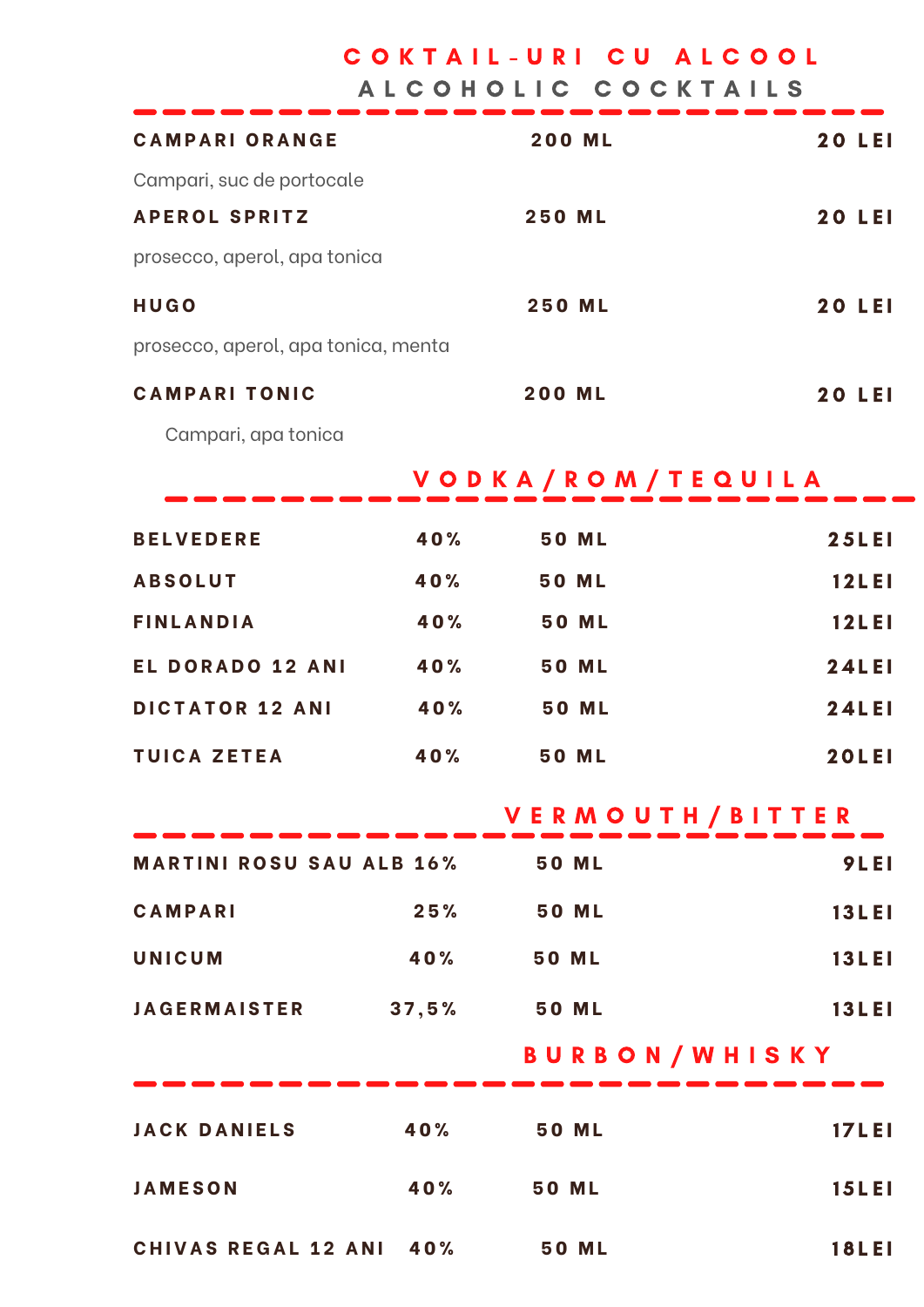## COKTAIL-URI CU ALCOOL
## ALCOHOLIC COCKTAILS

| | | |
|---|---|---|
| **CAMPARI ORANGE** | 200 ML | 20 LEI |
| Campari, suc de portocale | | |
| **APEROL SPRITZ** | 250 ML | 20 LEI |
| prosecco, aperol, apa tonica | | |
| **HUGO** | 250 ML | 20 LEI |
| prosecco, aperol, apa tonica, menta | | |
| **CAMPARI TONIC** | 200 ML | 20 LEI |
| Campari, apa tonica | | |

## VODKA/ROM/TEQUILA

| | | | |
|---|---|---|---|
| **BELVEDERE** | 40% | 50 ML | 25LEI |
| **ABSOLUT** | 40% | 50 ML | 12LEI |
| **FINLANDIA** | 40% | 50 ML | 12LEI |
| **EL DORADO 12 ANI** | 40% | 50 ML | 24LEI |
| **DICTATOR 12 ANI** | 40% | 50 ML | 24LEI |
| **TUICA ZETEA** | 40% | 50 ML | 20LEI |

## VERMOUTH/BITTER

| | | | |
|---|---|---|---|
| **MARTINI ROSU SAU ALB** | 16% | 50 ML | 9LEI |
| **CAMPARI** | 25% | 50 ML | 13LEI |
| **UNICUM** | 40% | 50 ML | 13LEI |
| **JAGERMAISTER** | 37,5% | 50 ML | 13LEI |

## BURBON/WHISKY

| | | | |
|---|---|---|---|
| **JACK DANIELS** | 40% | 50 ML | 17LEI |
| **JAMESON** | 40% | 50 ML | 15LEI |
| **CHIVAS REGAL 12 ANI** | 40% | 50 ML | 18LEI |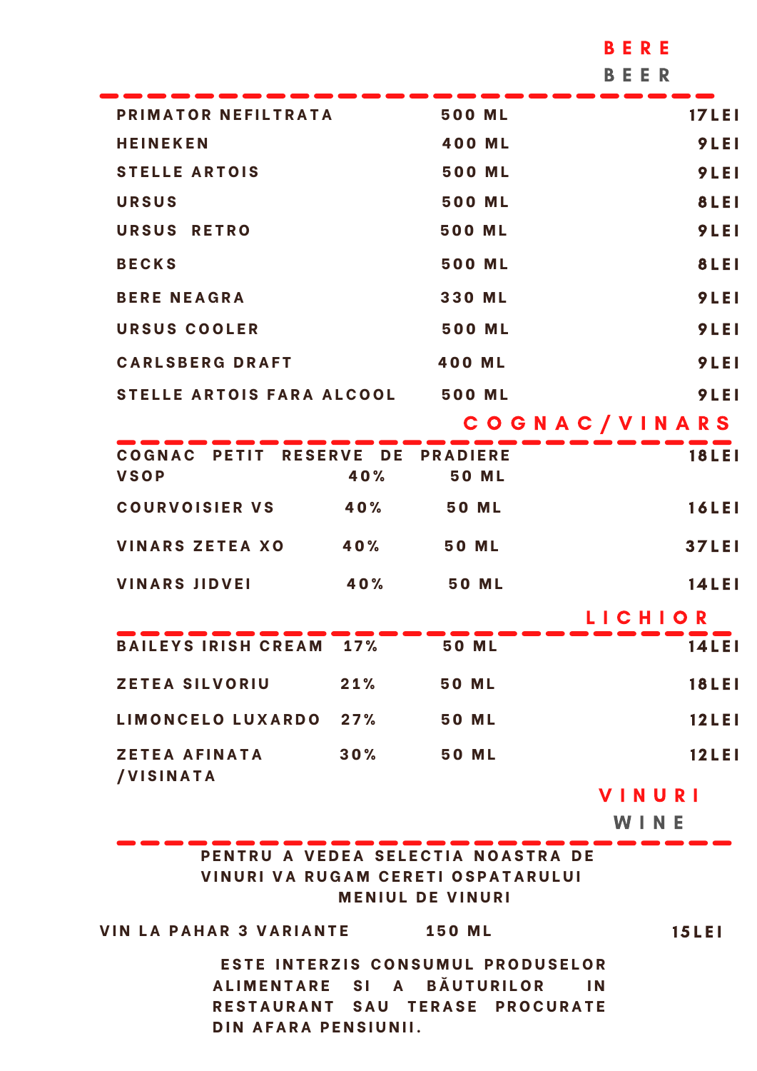## BERE
## BEER

| | | |
|---|---|---|
| PRIMATOR NEFILTRATA | 500 ML | 17LEI |
| HEINEKEN | 400 ML | 9LEI |
| STELLE ARTOIS | 500 ML | 9LEI |
| URSUS | 500 ML | 8LEI |
| URSUS RETRO | 500 ML | 9LEI |
| BECKS | 500 ML | 8LEI |
| BERE NEAGRA | 330 ML | 9LEI |
| URSUS COOLER | 500 ML | 9LEI |
| CARLSBERG DRAFT | 400 ML | 9LEI |
| STELLE ARTOIS FARA ALCOOL | 500 ML | 9LEI |

## COGNAC/VINARS

| | | | |
|---|---|---|---|
| COGNAC PETIT RESERVE DE PRADIERE VSOP | 40% | 50 ML | 18LEI |
| COURVOISIER VS | 40% | 50 ML | 16LEI |
| VINARS ZETEA XO | 40% | 50 ML | 37LEI |
| VINARS JIDVEI | 40% | 50 ML | 14LEI |

## LICHIOR

| | | | |
|---|---|---|---|
| BAILEYS IRISH CREAM | 17% | 50 ML | 14LEI |
| ZETEA SILVORIU | 21% | 50 ML | 18LEI |
| LIMONCELO LUXARDO | 27% | 50 ML | 12LEI |
| ZETEA AFINATA /VISINATA | 30% | 50 ML | 12LEI |

## VINURI
## WINE

PENTRU A VEDEA SELECTIA NOASTRA DE VINURI VA RUGAM CERETI OSPATARULUI MENIUL DE VINURI

| | | |
|---|---|---|
| VIN LA PAHAR 3 VARIANTE | 150 ML | 15LEI |

ESTE INTERZIS CONSUMUL PRODUSELOR ALIMENTARE SI A BĂUTURILOR IN RESTAURANT SAU TERASE PROCURATE DIN AFARA PENSIUNII.